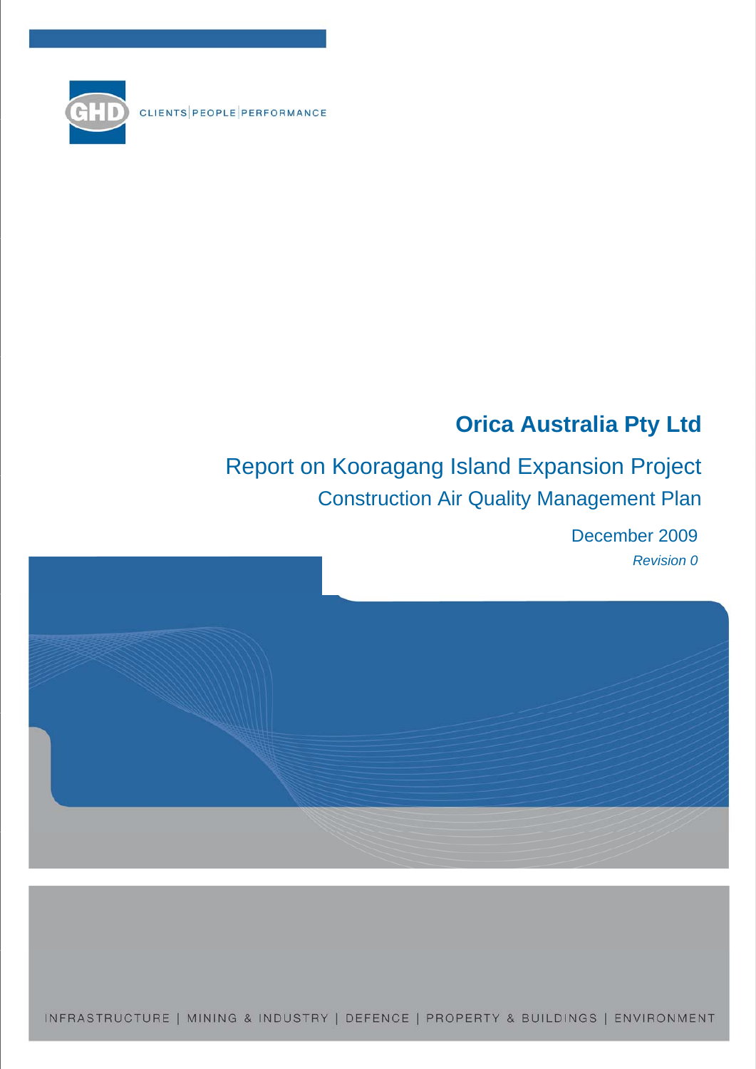GHD

CLIENTS | PEOPLE | PERFORMANCE

# Orica Australia Pty Ltd

## Report on Kooragang Island Expansion Project

### Construction Air Quality Management Plan

December 2009

*Revision 0*

INFRASTRUCTURE | MINING & INDUSTRY | DEFENCE | PROPERTY & BUILDINGS | ENVIRONMENT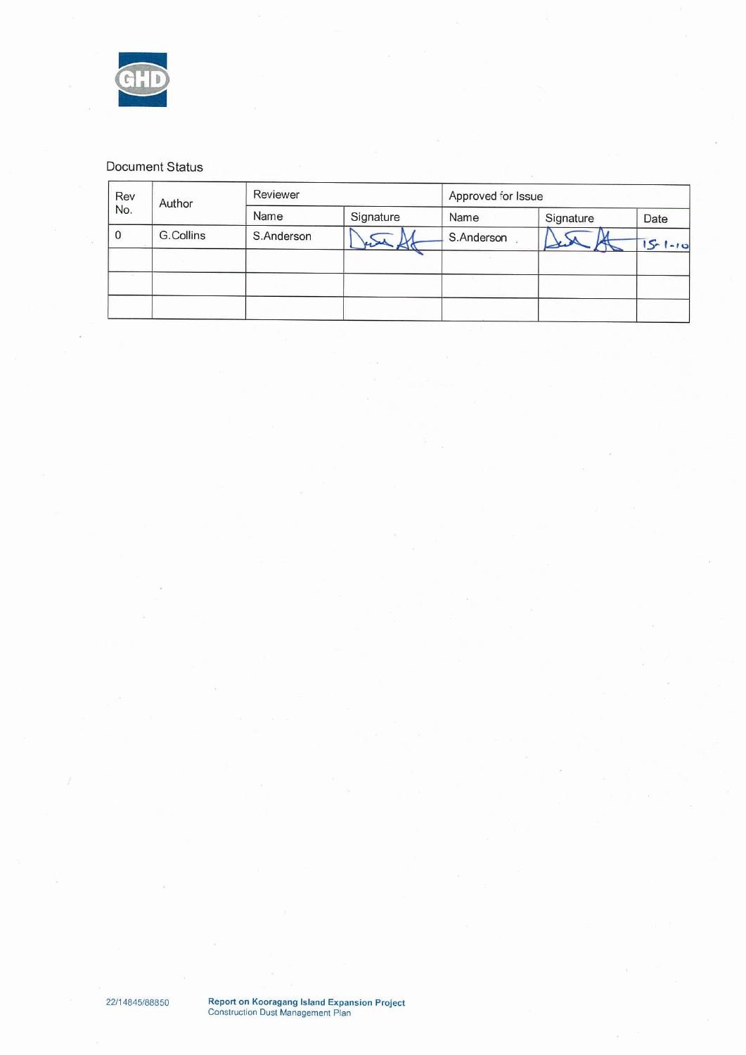Document Status

| Rev No. | Author | Reviewer | | Approved for Issue | | |
|---|---|---|---|---|---|---|
| | | Name | Signature | Name | Signature | Date |
| 0 | G.Collins | S.Anderson | | S.Anderson | | 15-1-10 |
| | | | | | | |
| | | | | | | |
| | | | | | | |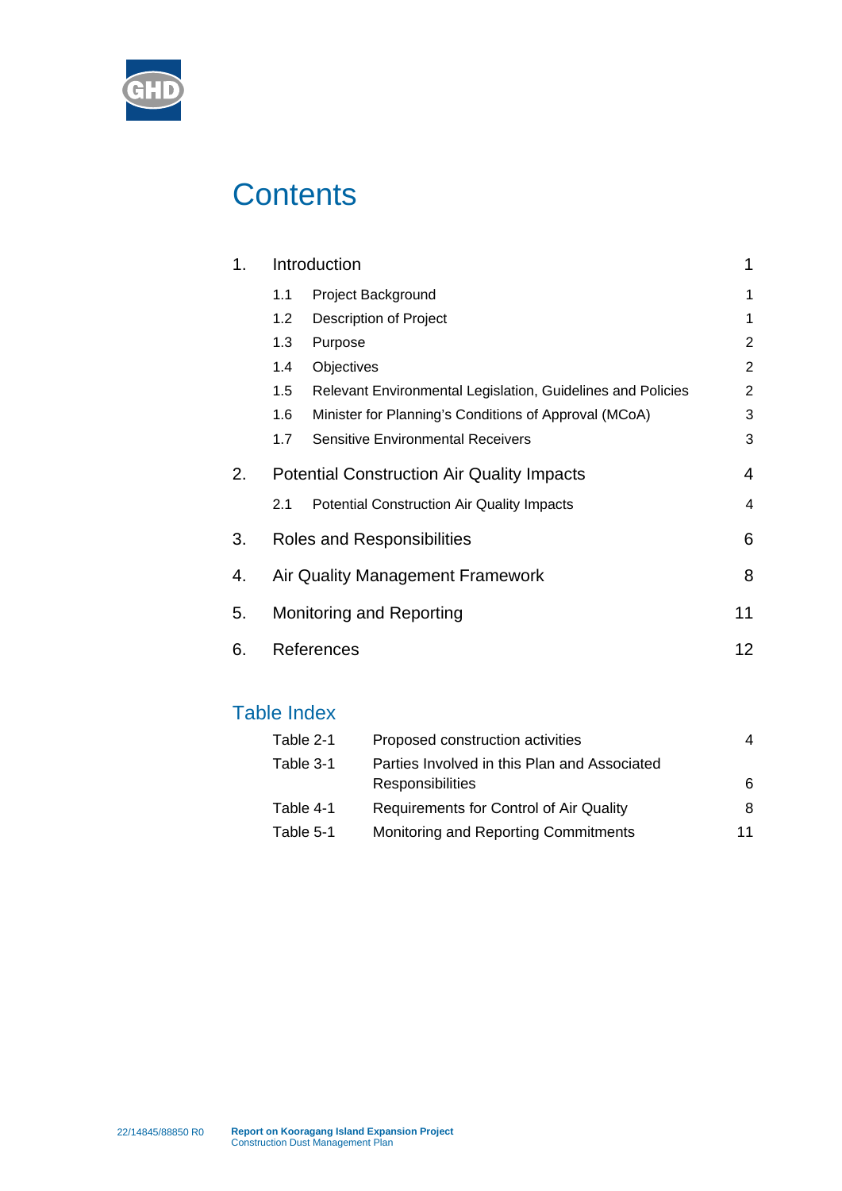# Contents

| | | |
|---|---|---|
| 1. | Introduction | 1 |
| | 1.1 Project Background | 1 |
| | 1.2 Description of Project | 1 |
| | 1.3 Purpose | 2 |
| | 1.4 Objectives | 2 |
| | 1.5 Relevant Environmental Legislation, Guidelines and Policies | 2 |
| | 1.6 Minister for Planning's Conditions of Approval (MCoA) | 3 |
| | 1.7 Sensitive Environmental Receivers | 3 |
| 2. | Potential Construction Air Quality Impacts | 4 |
| | 2.1 Potential Construction Air Quality Impacts | 4 |
| 3. | Roles and Responsibilities | 6 |
| 4. | Air Quality Management Framework | 8 |
| 5. | Monitoring and Reporting | 11 |
| 6. | References | 12 |

## Table Index

| | | |
|---|---|---|
| Table 2-1 | Proposed construction activities | 4 |
| Table 3-1 | Parties Involved in this Plan and Associated Responsibilities | 6 |
| Table 4-1 | Requirements for Control of Air Quality | 8 |
| Table 5-1 | Monitoring and Reporting Commitments | 11 |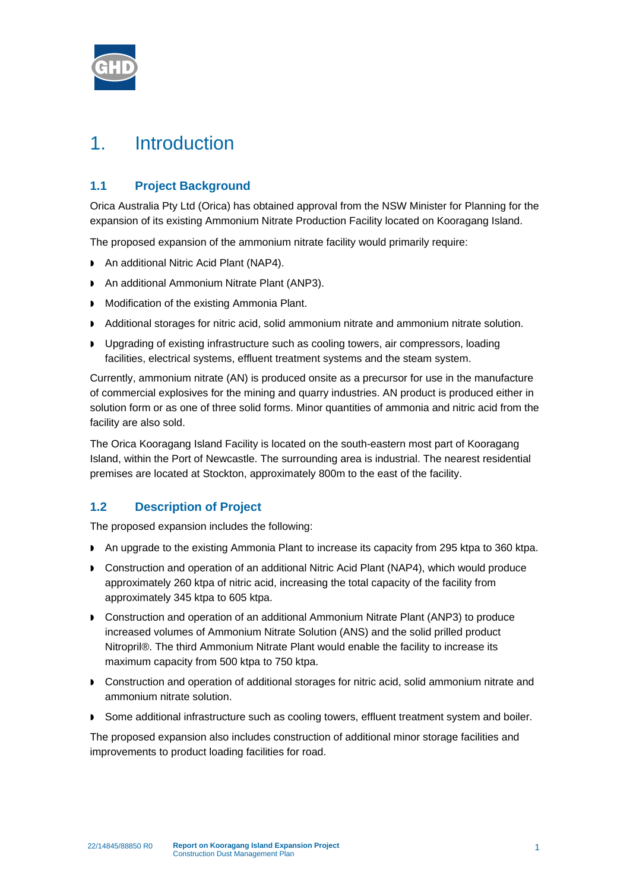# 1. Introduction

## 1.1 Project Background

Orica Australia Pty Ltd (Orica) has obtained approval from the NSW Minister for Planning for the expansion of its existing Ammonium Nitrate Production Facility located on Kooragang Island.

The proposed expansion of the ammonium nitrate facility would primarily require:

- An additional Nitric Acid Plant (NAP4).
- An additional Ammonium Nitrate Plant (ANP3).
- Modification of the existing Ammonia Plant.
- Additional storages for nitric acid, solid ammonium nitrate and ammonium nitrate solution.
- Upgrading of existing infrastructure such as cooling towers, air compressors, loading facilities, electrical systems, effluent treatment systems and the steam system.

Currently, ammonium nitrate (AN) is produced onsite as a precursor for use in the manufacture of commercial explosives for the mining and quarry industries. AN product is produced either in solution form or as one of three solid forms. Minor quantities of ammonia and nitric acid from the facility are also sold.

The Orica Kooragang Island Facility is located on the south-eastern most part of Kooragang Island, within the Port of Newcastle. The surrounding area is industrial. The nearest residential premises are located at Stockton, approximately 800m to the east of the facility.

## 1.2 Description of Project

The proposed expansion includes the following:

- An upgrade to the existing Ammonia Plant to increase its capacity from 295 ktpa to 360 ktpa.
- Construction and operation of an additional Nitric Acid Plant (NAP4), which would produce approximately 260 ktpa of nitric acid, increasing the total capacity of the facility from approximately 345 ktpa to 605 ktpa.
- Construction and operation of an additional Ammonium Nitrate Plant (ANP3) to produce increased volumes of Ammonium Nitrate Solution (ANS) and the solid prilled product Nitropril®. The third Ammonium Nitrate Plant would enable the facility to increase its maximum capacity from 500 ktpa to 750 ktpa.
- Construction and operation of additional storages for nitric acid, solid ammonium nitrate and ammonium nitrate solution.
- Some additional infrastructure such as cooling towers, effluent treatment system and boiler.

The proposed expansion also includes construction of additional minor storage facilities and improvements to product loading facilities for road.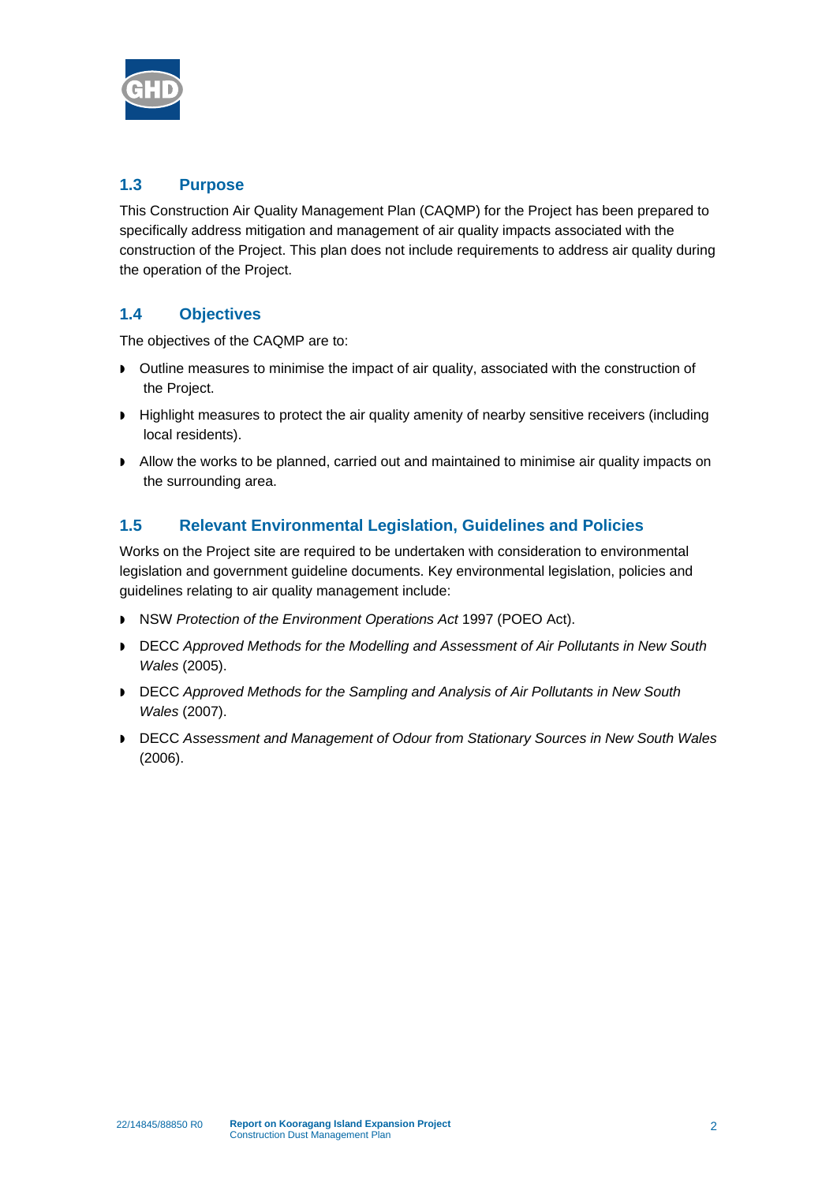## 1.3 Purpose

This Construction Air Quality Management Plan (CAQMP) for the Project has been prepared to specifically address mitigation and management of air quality impacts associated with the construction of the Project. This plan does not include requirements to address air quality during the operation of the Project.

## 1.4 Objectives

The objectives of the CAQMP are to:

- Outline measures to minimise the impact of air quality, associated with the construction of the Project.
- Highlight measures to protect the air quality amenity of nearby sensitive receivers (including local residents).
- Allow the works to be planned, carried out and maintained to minimise air quality impacts on the surrounding area.

## 1.5 Relevant Environmental Legislation, Guidelines and Policies

Works on the Project site are required to be undertaken with consideration to environmental legislation and government guideline documents. Key environmental legislation, policies and guidelines relating to air quality management include:

- NSW *Protection of the Environment Operations Act* 1997 (POEO Act).
- DECC *Approved Methods for the Modelling and Assessment of Air Pollutants in New South Wales* (2005).
- DECC *Approved Methods for the Sampling and Analysis of Air Pollutants in New South Wales* (2007).
- DECC *Assessment and Management of Odour from Stationary Sources in New South Wales* (2006).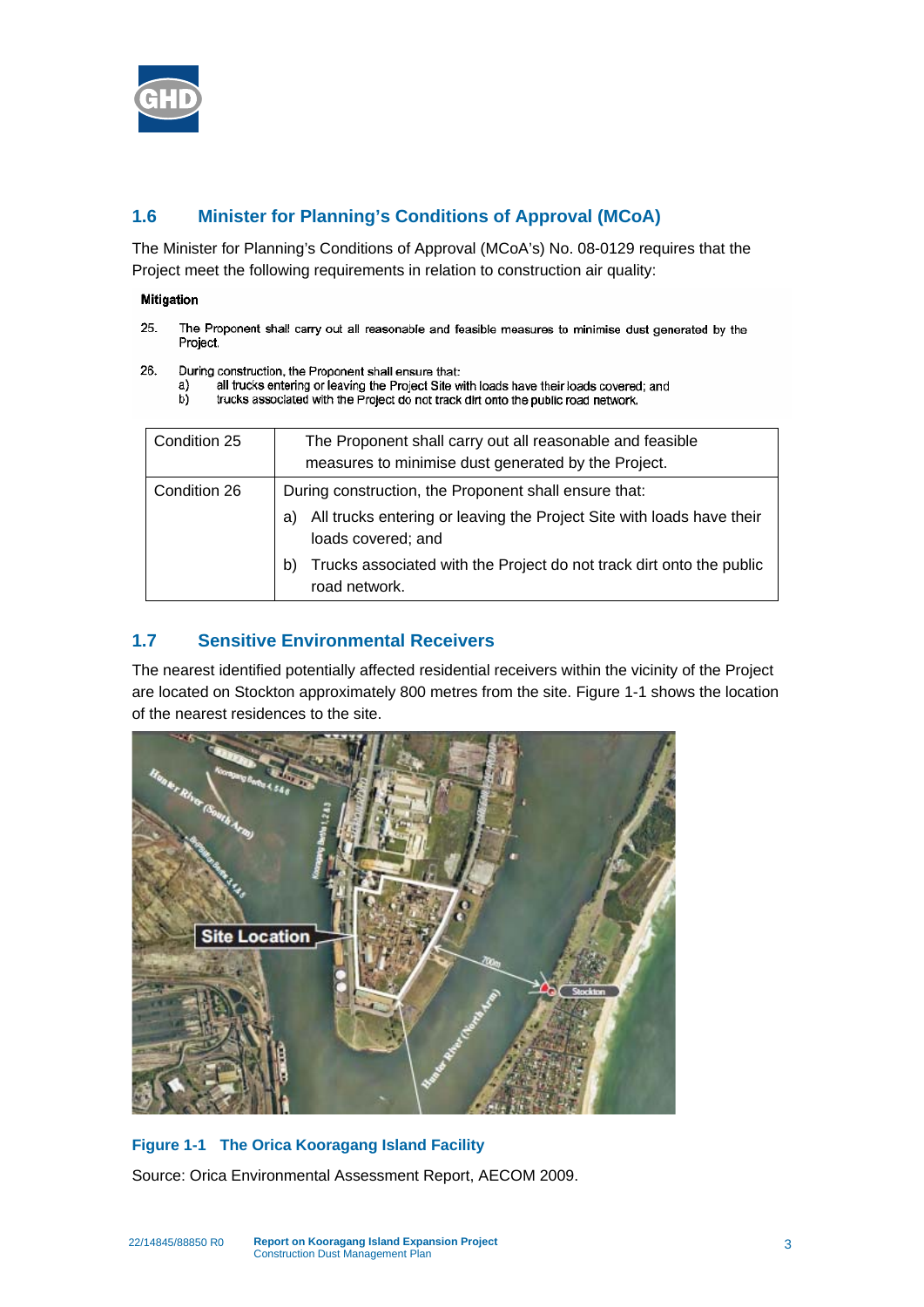## 1.6 Minister for Planning's Conditions of Approval (MCoA)

The Minister for Planning's Conditions of Approval (MCoA's) No. 08-0129 requires that the Project meet the following requirements in relation to construction air quality:

**Mitigation**

25. The Proponent shall carry out all reasonable and feasible measures to minimise dust generated by the Project.

26. During construction, the Proponent shall ensure that:
    a) all trucks entering or leaving the Project Site with loads have their loads covered; and
    b) trucks associated with the Project do not track dirt onto the public road network.

| Condition 25 | The Proponent shall carry out all reasonable and feasible measures to minimise dust generated by the Project. |
|---|---|
| Condition 26 | During construction, the Proponent shall ensure that:<br>a) All trucks entering or leaving the Project Site with loads have their loads covered; and<br>b) Trucks associated with the Project do not track dirt onto the public road network. |

## 1.7 Sensitive Environmental Receivers

The nearest identified potentially affected residential receivers within the vicinity of the Project are located on Stockton approximately 800 metres from the site. Figure 1-1 shows the location of the nearest residences to the site.

**Figure 1-1 The Orica Kooragang Island Facility**

Source: Orica Environmental Assessment Report, AECOM 2009.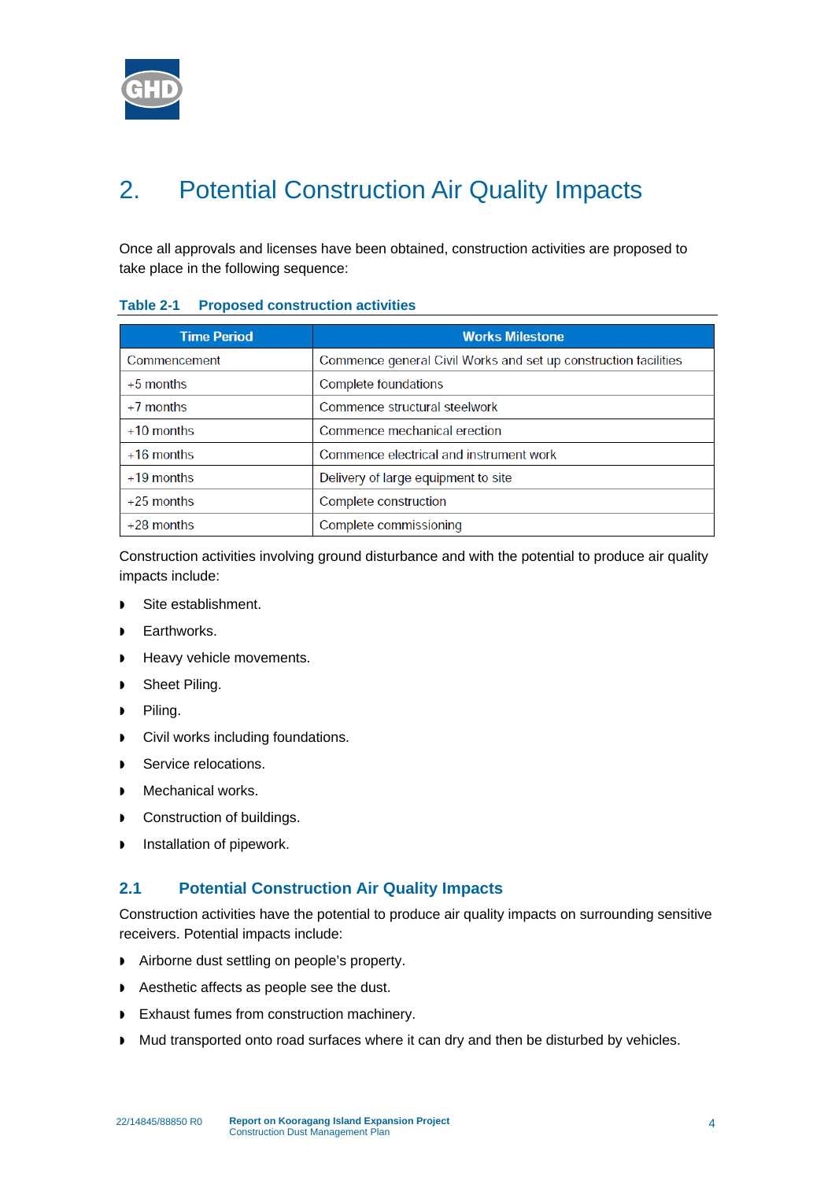# 2. Potential Construction Air Quality Impacts

Once all approvals and licenses have been obtained, construction activities are proposed to take place in the following sequence:

**Table 2-1 Proposed construction activities**

| Time Period | Works Milestone |
|---|---|
| Commencement | Commence general Civil Works and set up construction facilities |
| +5 months | Complete foundations |
| +7 months | Commence structural steelwork |
| +10 months | Commence mechanical erection |
| +16 months | Commence electrical and instrument work |
| +19 months | Delivery of large equipment to site |
| +25 months | Complete construction |
| +28 months | Complete commissioning |

Construction activities involving ground disturbance and with the potential to produce air quality impacts include:

- Site establishment.
- Earthworks.
- Heavy vehicle movements.
- Sheet Piling.
- Piling.
- Civil works including foundations.
- Service relocations.
- Mechanical works.
- Construction of buildings.
- Installation of pipework.

## 2.1 Potential Construction Air Quality Impacts

Construction activities have the potential to produce air quality impacts on surrounding sensitive receivers. Potential impacts include:

- Airborne dust settling on people's property.
- Aesthetic affects as people see the dust.
- Exhaust fumes from construction machinery.
- Mud transported onto road surfaces where it can dry and then be disturbed by vehicles.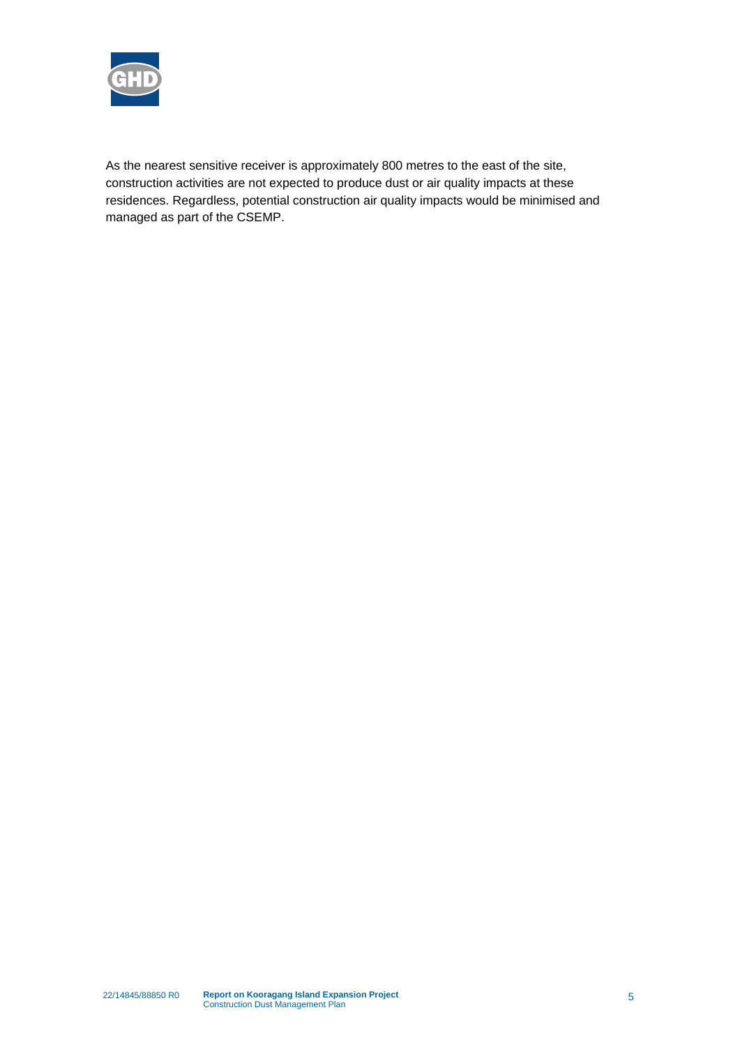As the nearest sensitive receiver is approximately 800 metres to the east of the site, construction activities are not expected to produce dust or air quality impacts at these residences. Regardless, potential construction air quality impacts would be minimised and managed as part of the CSEMP.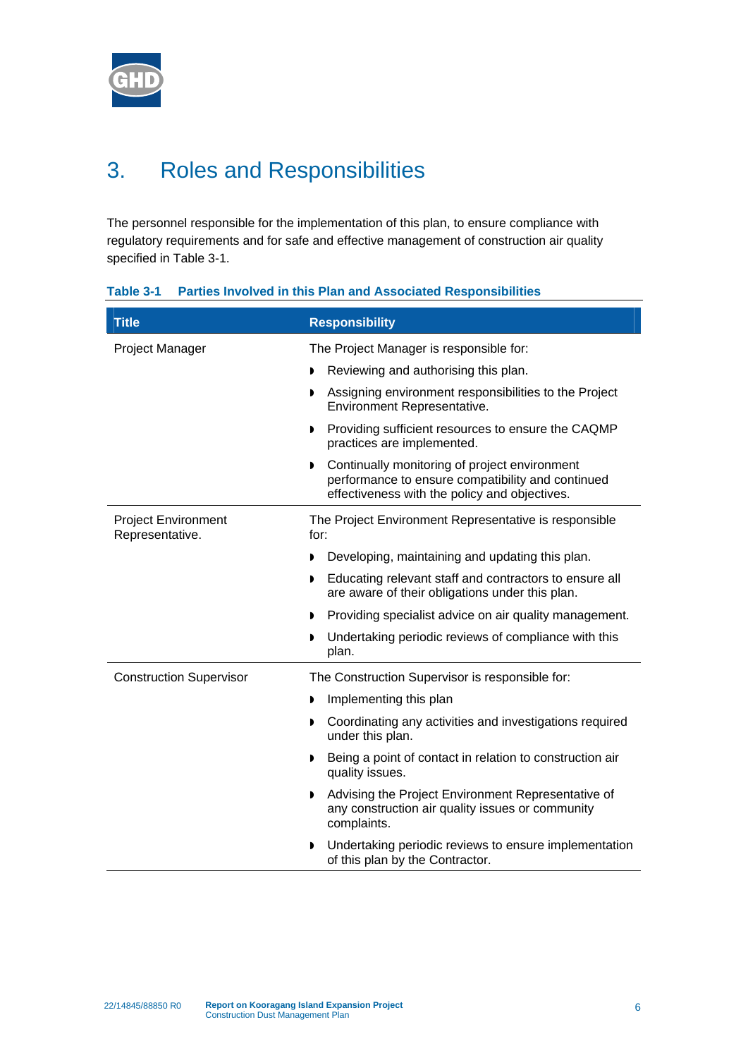# 3. Roles and Responsibilities

The personnel responsible for the implementation of this plan, to ensure compliance with regulatory requirements and for safe and effective management of construction air quality specified in Table 3-1.

**Table 3-1 Parties Involved in this Plan and Associated Responsibilities**

| Title | Responsibility |
|---|---|
| Project Manager | The Project Manager is responsible for:<br>◗ Reviewing and authorising this plan.<br>◗ Assigning environment responsibilities to the Project Environment Representative.<br>◗ Providing sufficient resources to ensure the CAQMP practices are implemented.<br>◗ Continually monitoring of project environment performance to ensure compatibility and continued effectiveness with the policy and objectives. |
| Project Environment Representative. | The Project Environment Representative is responsible for:<br>◗ Developing, maintaining and updating this plan.<br>◗ Educating relevant staff and contractors to ensure all are aware of their obligations under this plan.<br>◗ Providing specialist advice on air quality management.<br>◗ Undertaking periodic reviews of compliance with this plan. |
| Construction Supervisor | The Construction Supervisor is responsible for:<br>◗ Implementing this plan<br>◗ Coordinating any activities and investigations required under this plan.<br>◗ Being a point of contact in relation to construction air quality issues.<br>◗ Advising the Project Environment Representative of any construction air quality issues or community complaints.<br>◗ Undertaking periodic reviews to ensure implementation of this plan by the Contractor. |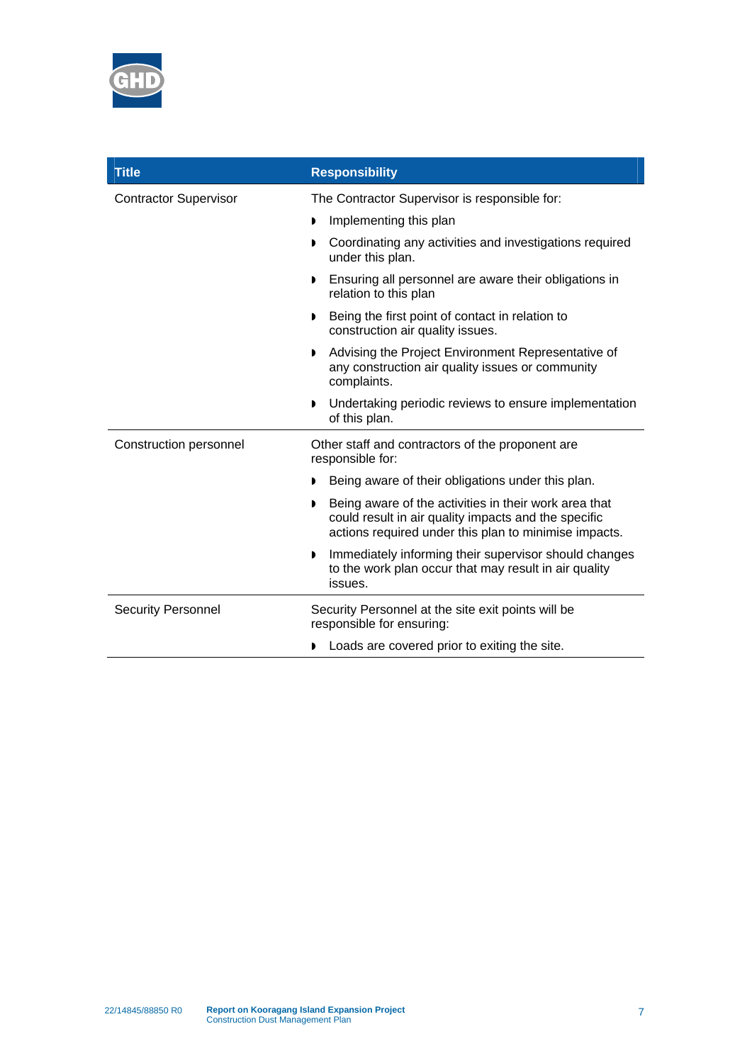| Title | Responsibility |
|---|---|
| Contractor Supervisor | The Contractor Supervisor is responsible for:<br>◗ Implementing this plan<br>◗ Coordinating any activities and investigations required under this plan.<br>◗ Ensuring all personnel are aware their obligations in relation to this plan<br>◗ Being the first point of contact in relation to construction air quality issues.<br>◗ Advising the Project Environment Representative of any construction air quality issues or community complaints.<br>◗ Undertaking periodic reviews to ensure implementation of this plan. |
| Construction personnel | Other staff and contractors of the proponent are responsible for:<br>◗ Being aware of their obligations under this plan.<br>◗ Being aware of the activities in their work area that could result in air quality impacts and the specific actions required under this plan to minimise impacts.<br>◗ Immediately informing their supervisor should changes to the work plan occur that may result in air quality issues. |
| Security Personnel | Security Personnel at the site exit points will be responsible for ensuring:<br>◗ Loads are covered prior to exiting the site. |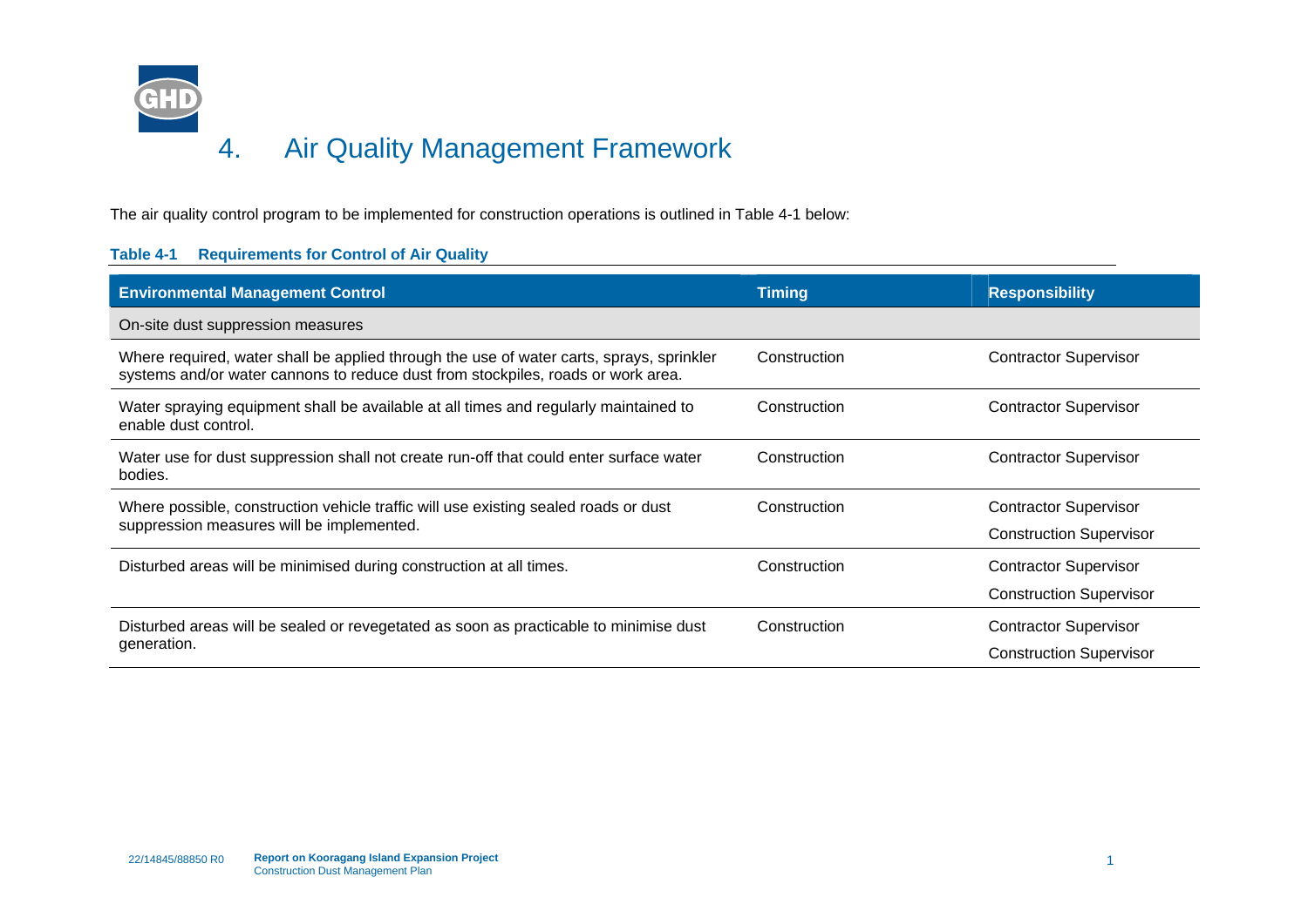# 4. Air Quality Management Framework

The air quality control program to be implemented for construction operations is outlined in Table 4-1 below:

**Table 4-1 Requirements for Control of Air Quality**

| Environmental Management Control | Timing | Responsibility |
| --- | --- | --- |
| On-site dust suppression measures | | |
| Where required, water shall be applied through the use of water carts, sprays, sprinkler systems and/or water cannons to reduce dust from stockpiles, roads or work area. | Construction | Contractor Supervisor |
| Water spraying equipment shall be available at all times and regularly maintained to enable dust control. | Construction | Contractor Supervisor |
| Water use for dust suppression shall not create run-off that could enter surface water bodies. | Construction | Contractor Supervisor |
| Where possible, construction vehicle traffic will use existing sealed roads or dust suppression measures will be implemented. | Construction | Contractor Supervisor<br>Construction Supervisor |
| Disturbed areas will be minimised during construction at all times. | Construction | Contractor Supervisor<br>Construction Supervisor |
| Disturbed areas will be sealed or revegetated as soon as practicable to minimise dust generation. | Construction | Contractor Supervisor<br>Construction Supervisor |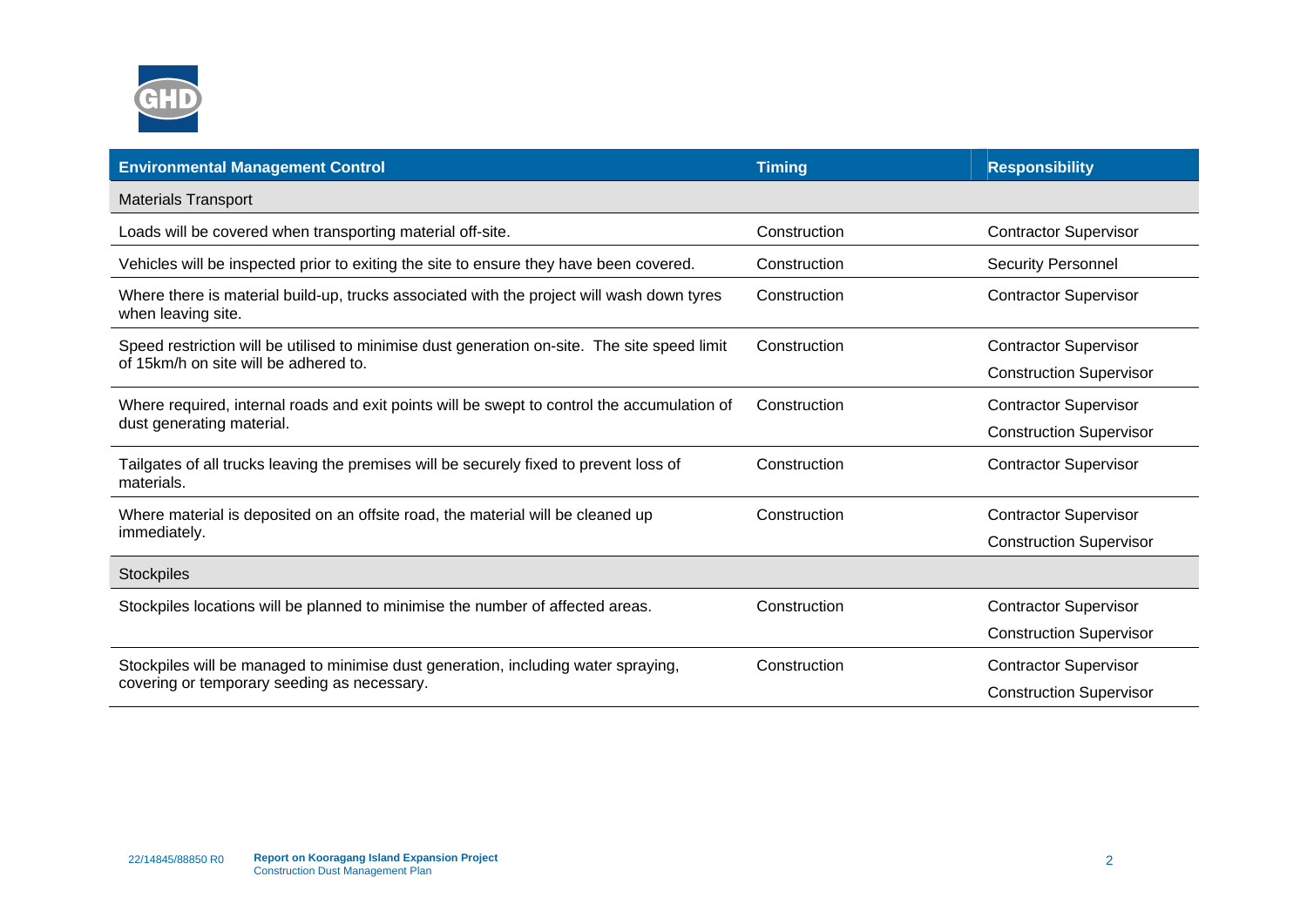| Environmental Management Control | Timing | Responsibility |
|---|---|---|
| Materials Transport | | |
| Loads will be covered when transporting material off-site. | Construction | Contractor Supervisor |
| Vehicles will be inspected prior to exiting the site to ensure they have been covered. | Construction | Security Personnel |
| Where there is material build-up, trucks associated with the project will wash down tyres when leaving site. | Construction | Contractor Supervisor |
| Speed restriction will be utilised to minimise dust generation on-site. The site speed limit of 15km/h on site will be adhered to. | Construction | Contractor Supervisor<br>Construction Supervisor |
| Where required, internal roads and exit points will be swept to control the accumulation of dust generating material. | Construction | Contractor Supervisor<br>Construction Supervisor |
| Tailgates of all trucks leaving the premises will be securely fixed to prevent loss of materials. | Construction | Contractor Supervisor |
| Where material is deposited on an offsite road, the material will be cleaned up immediately. | Construction | Contractor Supervisor<br>Construction Supervisor |
| Stockpiles | | |
| Stockpiles locations will be planned to minimise the number of affected areas. | Construction | Contractor Supervisor<br>Construction Supervisor |
| Stockpiles will be managed to minimise dust generation, including water spraying, covering or temporary seeding as necessary. | Construction | Contractor Supervisor<br>Construction Supervisor |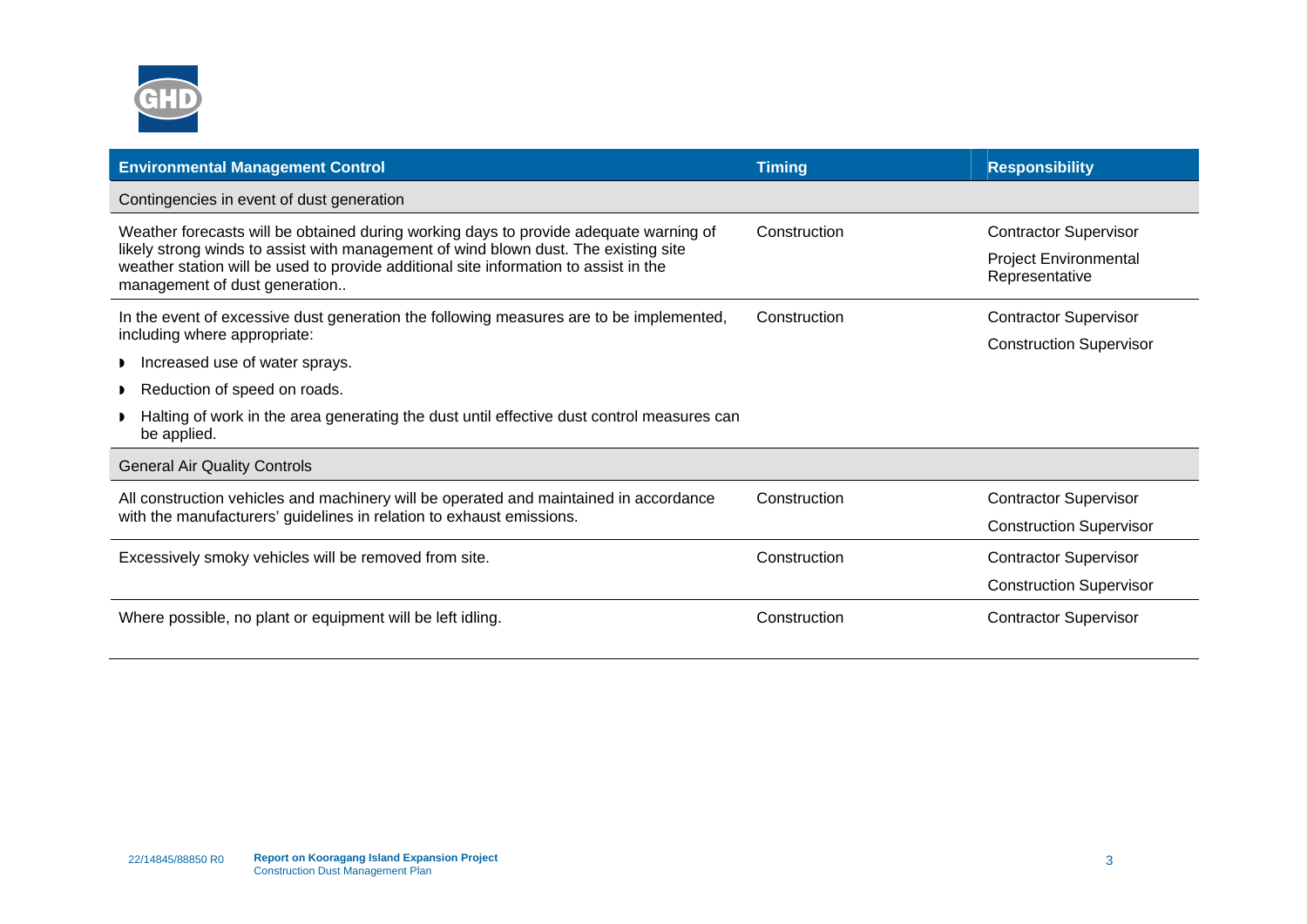| Environmental Management Control | Timing | Responsibility |
|---|---|---|
| **Contingencies in event of dust generation** | | |
| Weather forecasts will be obtained during working days to provide adequate warning of likely strong winds to assist with management of wind blown dust. The existing site weather station will be used to provide additional site information to assist in the management of dust generation.. | Construction | Contractor Supervisor<br>Project Environmental Representative |
| In the event of excessive dust generation the following measures are to be implemented, including where appropriate:<br>• Increased use of water sprays.<br>• Reduction of speed on roads.<br>• Halting of work in the area generating the dust until effective dust control measures can be applied. | Construction | Contractor Supervisor<br>Construction Supervisor |
| **General Air Quality Controls** | | |
| All construction vehicles and machinery will be operated and maintained in accordance with the manufacturers' guidelines in relation to exhaust emissions. | Construction | Contractor Supervisor<br>Construction Supervisor |
| Excessively smoky vehicles will be removed from site. | Construction | Contractor Supervisor<br>Construction Supervisor |
| Where possible, no plant or equipment will be left idling. | Construction | Contractor Supervisor |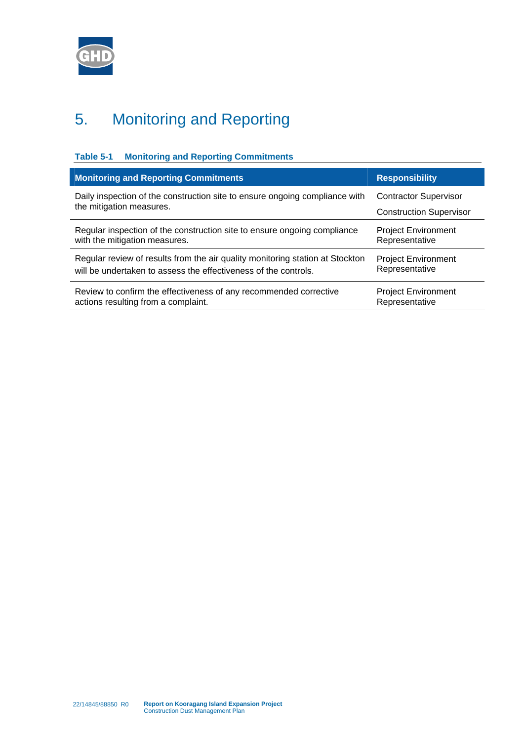# 5. Monitoring and Reporting

**Table 5-1 Monitoring and Reporting Commitments**

| Monitoring and Reporting Commitments | Responsibility |
|---|---|
| Daily inspection of the construction site to ensure ongoing compliance with the mitigation measures. | Contractor Supervisor<br>Construction Supervisor |
| Regular inspection of the construction site to ensure ongoing compliance with the mitigation measures. | Project Environment Representative |
| Regular review of results from the air quality monitoring station at Stockton will be undertaken to assess the effectiveness of the controls. | Project Environment Representative |
| Review to confirm the effectiveness of any recommended corrective actions resulting from a complaint. | Project Environment Representative |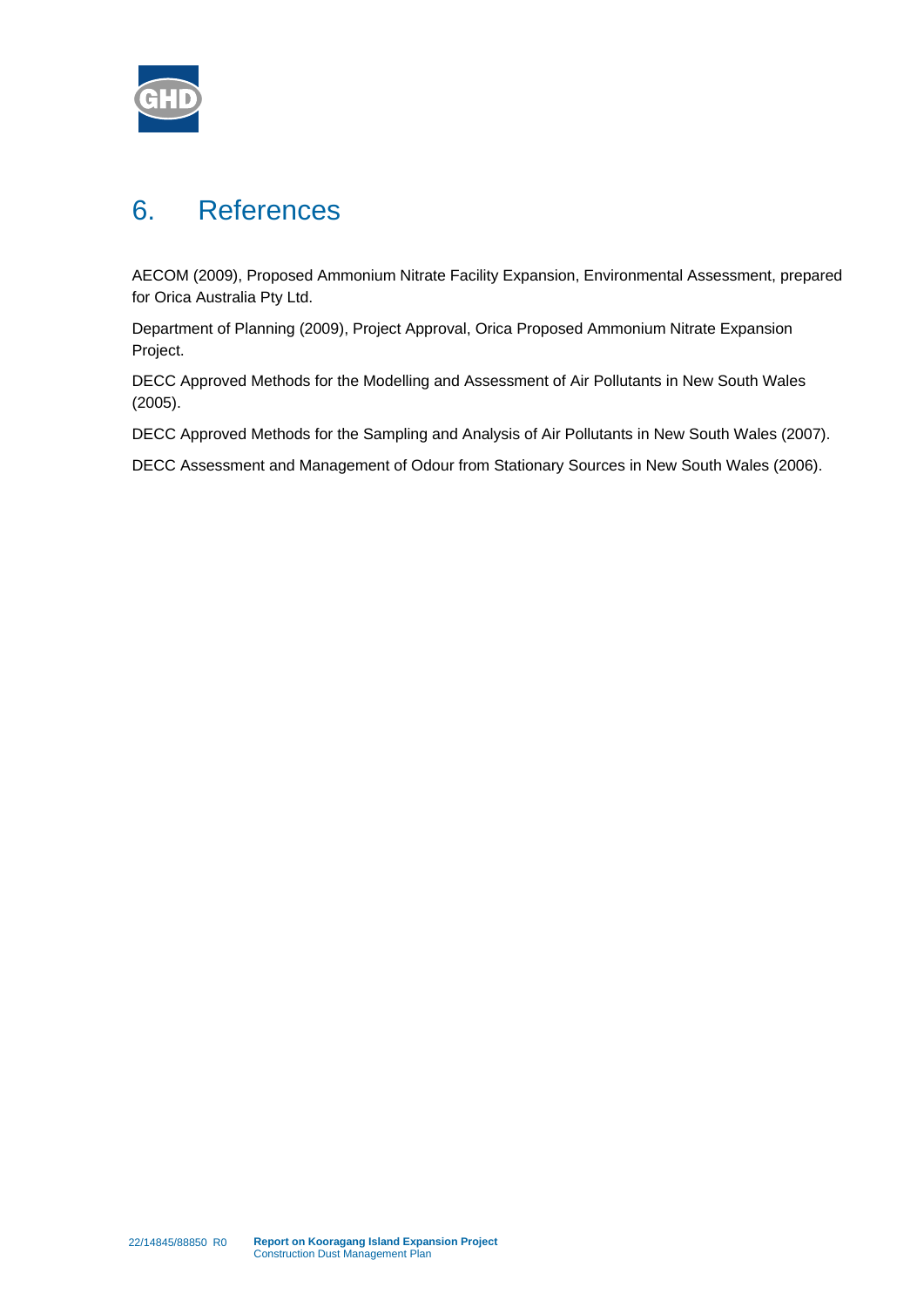# 6. References

AECOM (2009), Proposed Ammonium Nitrate Facility Expansion, Environmental Assessment, prepared for Orica Australia Pty Ltd.

Department of Planning (2009), Project Approval, Orica Proposed Ammonium Nitrate Expansion Project.

DECC Approved Methods for the Modelling and Assessment of Air Pollutants in New South Wales (2005).

DECC Approved Methods for the Sampling and Analysis of Air Pollutants in New South Wales (2007).

DECC Assessment and Management of Odour from Stationary Sources in New South Wales (2006).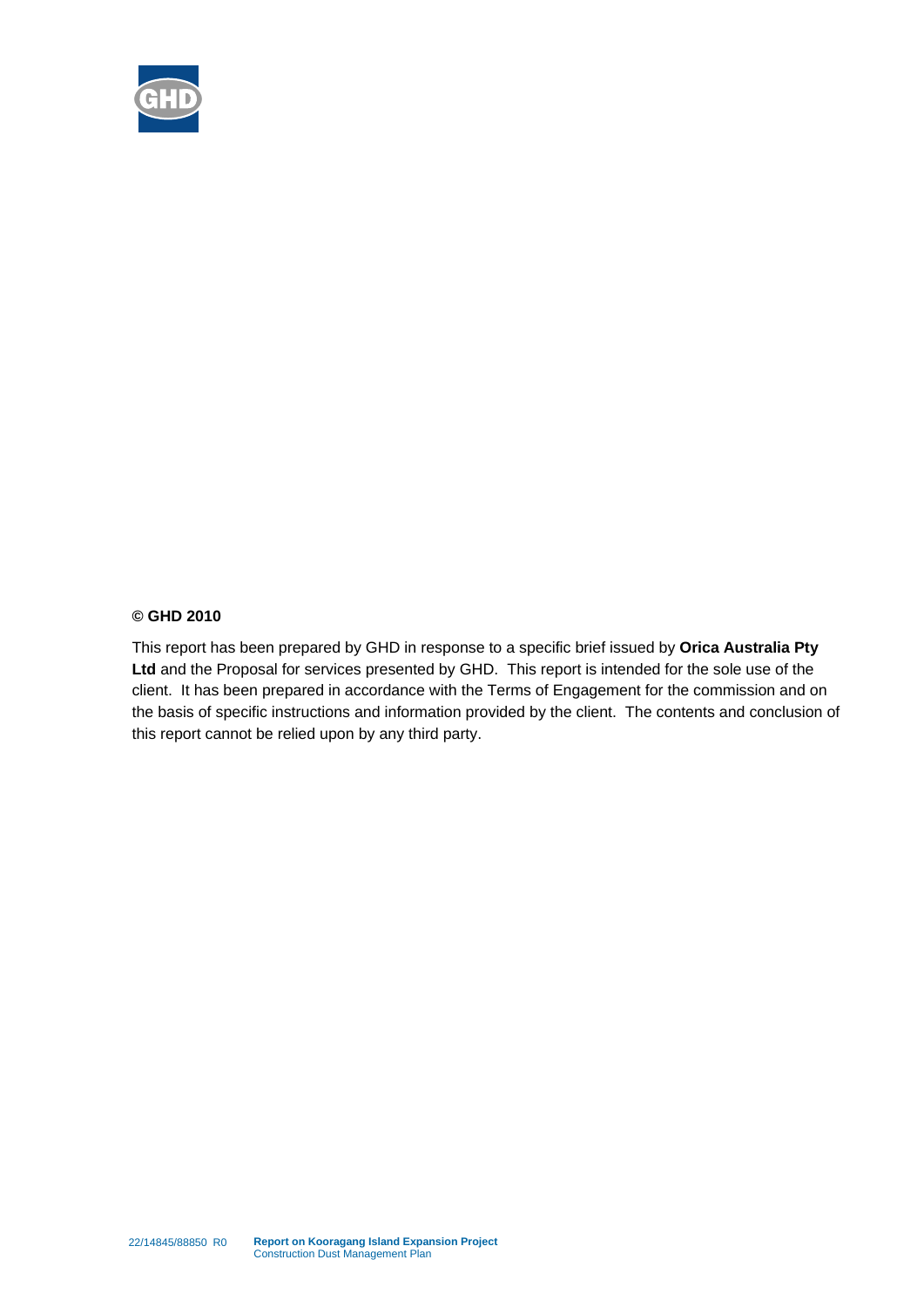**© GHD 2010**

This report has been prepared by GHD in response to a specific brief issued by **Orica Australia Pty Ltd** and the Proposal for services presented by GHD. This report is intended for the sole use of the client. It has been prepared in accordance with the Terms of Engagement for the commission and on the basis of specific instructions and information provided by the client. The contents and conclusion of this report cannot be relied upon by any third party.